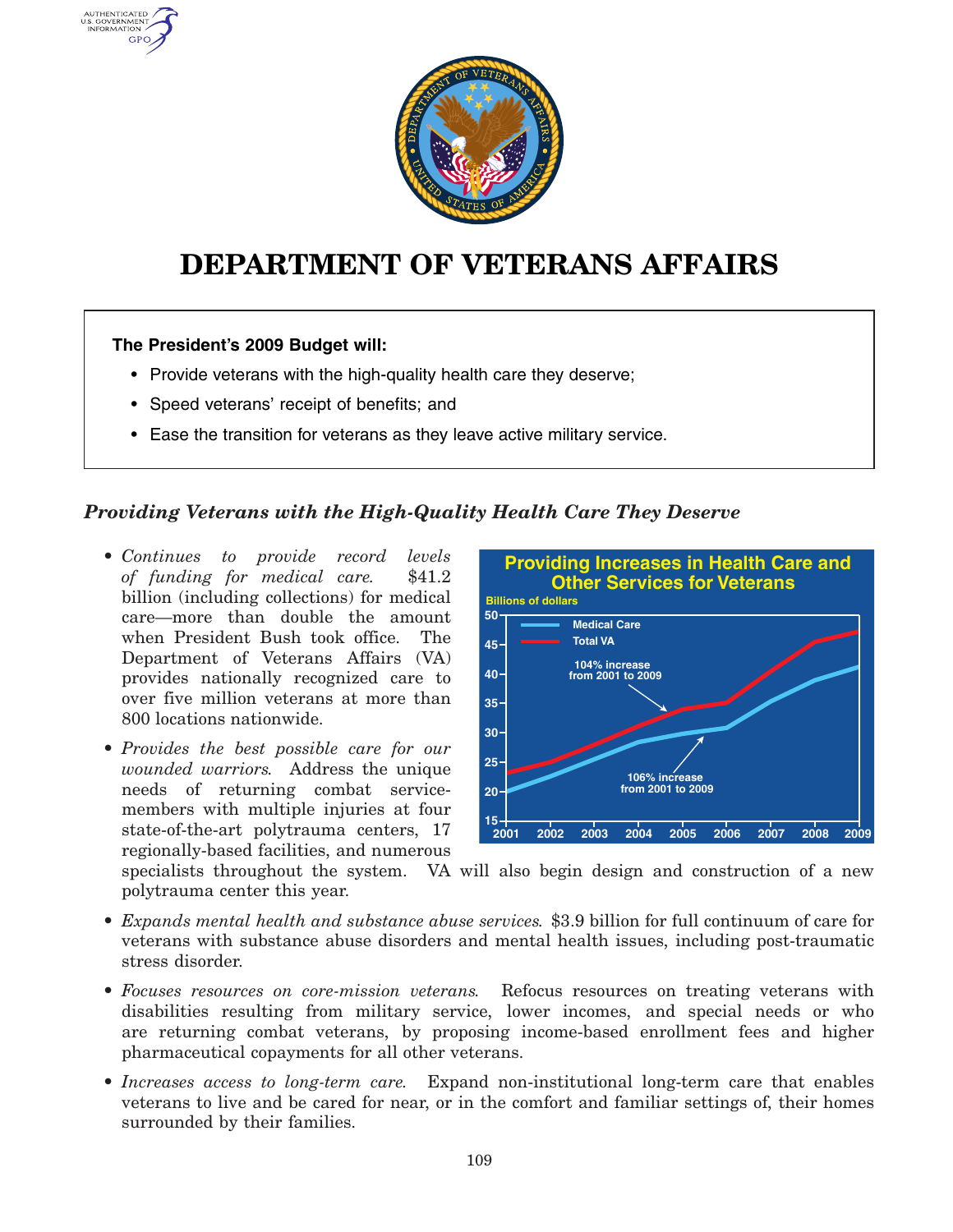# DEPARTMENT OF VETERANS AFFAIRS

**The President's 2009 Budget will:**

- Provide veterans with the high-quality health care they deserve;
- Speed veterans' receipt of benefits; and
- Ease the transition for veterans as they leave active military service.

## *Providing Veterans with the High-Quality Health Care They Deserve*

- *Continues to provide record levels of funding for medical care.* $41.2 billion (including collections) for medical care—more than double the amount when President Bush took office. The Department of Veterans Affairs (VA) provides nationally recognized care to over five million veterans at more than 800 locations nationwide.

- *Provides the best possible care for our wounded warriors.* Address the unique needs of returning combat servicemembers with multiple injuries at four state-of-the-art polytrauma centers, 17 regionally-based facilities, and numerous specialists throughout the system. VA will also begin design and construction of a new polytrauma center this year.

**Providing Increases in Health Care and Other Services for Veterans**

Billions of dollars

Medical Care; Total VA

104% increase from 2001 to 2009

106% increase from 2001 to 2009

- *Expands mental health and substance abuse services.* $3.9 billion for full continuum of care for veterans with substance abuse disorders and mental health issues, including post-traumatic stress disorder.

- *Focuses resources on core-mission veterans.* Refocus resources on treating veterans with disabilities resulting from military service, lower incomes, and special needs or who are returning combat veterans, by proposing income-based enrollment fees and higher pharmaceutical copayments for all other veterans.

- *Increases access to long-term care.* Expand non-institutional long-term care that enables veterans to live and be cared for near, or in the comfort and familiar settings of, their homes surrounded by their families.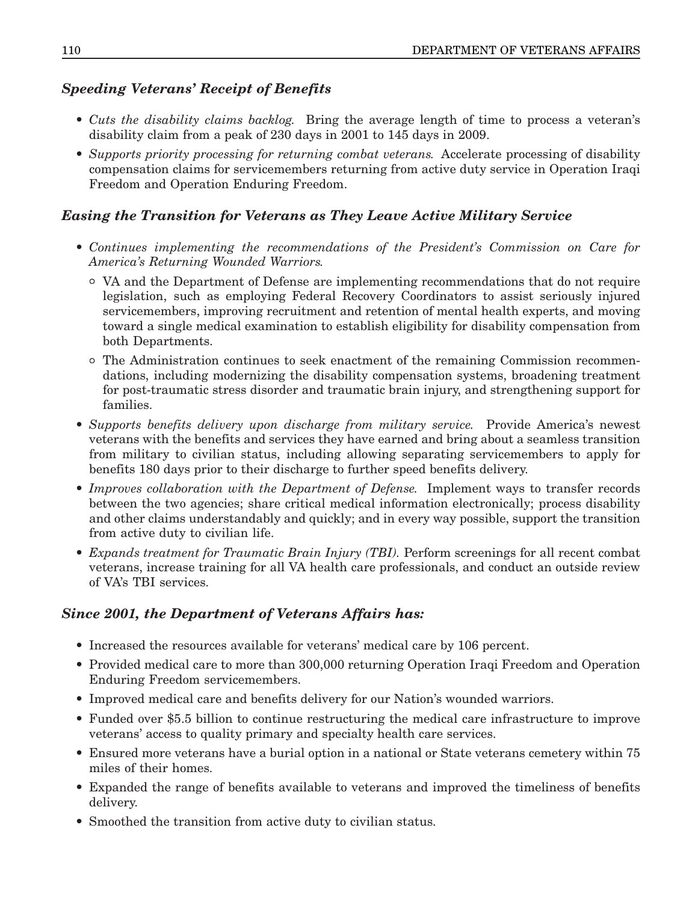### *Speeding Veterans' Receipt of Benefits*

- *Cuts the disability claims backlog.* Bring the average length of time to process a veteran's disability claim from a peak of 230 days in 2001 to 145 days in 2009.
- *Supports priority processing for returning combat veterans.* Accelerate processing of disability compensation claims for servicemembers returning from active duty service in Operation Iraqi Freedom and Operation Enduring Freedom.

### *Easing the Transition for Veterans as They Leave Active Military Service*

- *Continues implementing the recommendations of the President's Commission on Care for America's Returning Wounded Warriors.*
  - VA and the Department of Defense are implementing recommendations that do not require legislation, such as employing Federal Recovery Coordinators to assist seriously injured servicemembers, improving recruitment and retention of mental health experts, and moving toward a single medical examination to establish eligibility for disability compensation from both Departments.
  - The Administration continues to seek enactment of the remaining Commission recommendations, including modernizing the disability compensation systems, broadening treatment for post-traumatic stress disorder and traumatic brain injury, and strengthening support for families.
- *Supports benefits delivery upon discharge from military service.* Provide America's newest veterans with the benefits and services they have earned and bring about a seamless transition from military to civilian status, including allowing separating servicemembers to apply for benefits 180 days prior to their discharge to further speed benefits delivery.
- *Improves collaboration with the Department of Defense.* Implement ways to transfer records between the two agencies; share critical medical information electronically; process disability and other claims understandably and quickly; and in every way possible, support the transition from active duty to civilian life.
- *Expands treatment for Traumatic Brain Injury (TBI).* Perform screenings for all recent combat veterans, increase training for all VA health care professionals, and conduct an outside review of VA's TBI services.

### *Since 2001, the Department of Veterans Affairs has:*

- Increased the resources available for veterans' medical care by 106 percent.
- Provided medical care to more than 300,000 returning Operation Iraqi Freedom and Operation Enduring Freedom servicemembers.
- Improved medical care and benefits delivery for our Nation's wounded warriors.
- Funded over $5.5 billion to continue restructuring the medical care infrastructure to improve veterans' access to quality primary and specialty health care services.
- Ensured more veterans have a burial option in a national or State veterans cemetery within 75 miles of their homes.
- Expanded the range of benefits available to veterans and improved the timeliness of benefits delivery.
- Smoothed the transition from active duty to civilian status.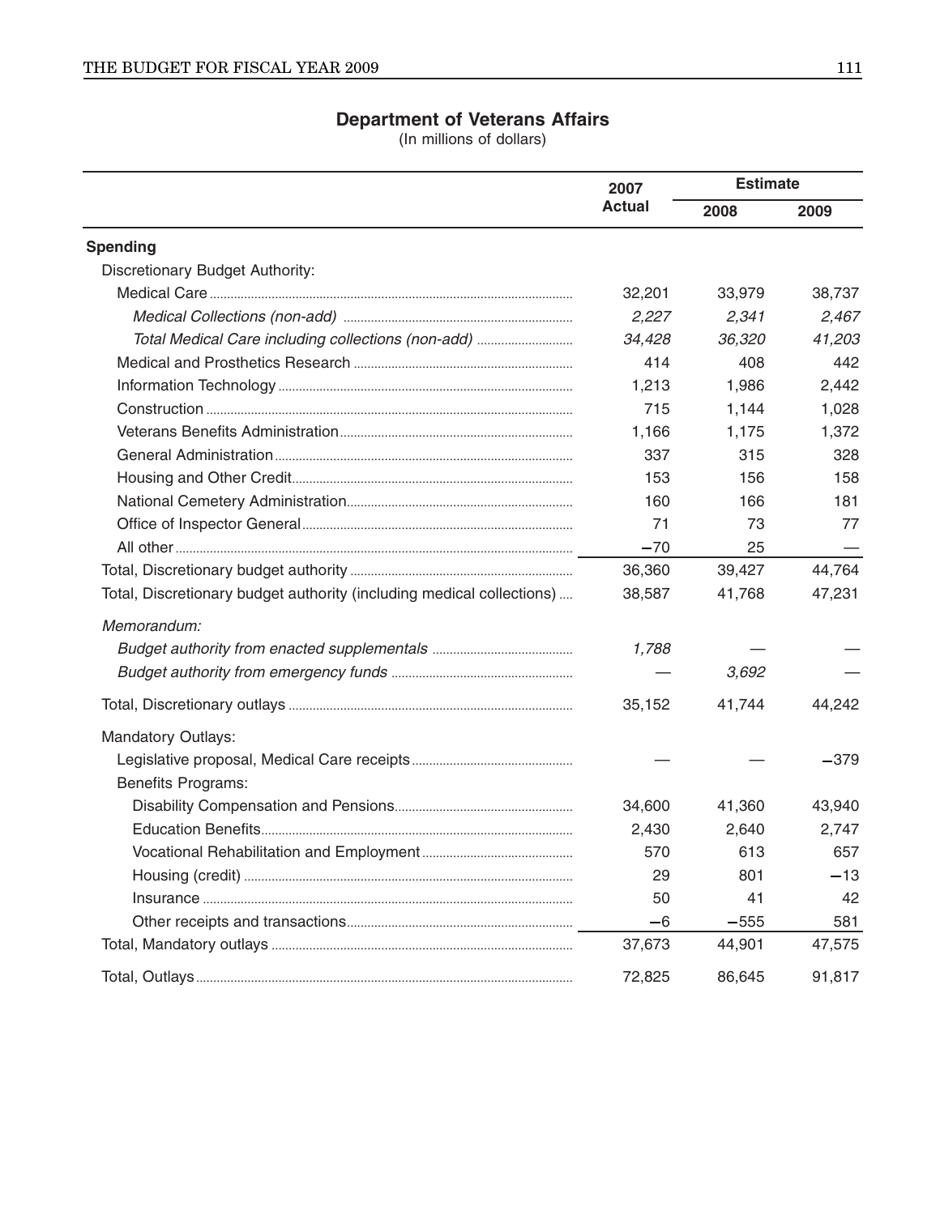## Department of Veterans Affairs

(In millions of dollars)

| | 2007 Actual | Estimate | |
|---|---|---|---|
| | | 2008 | 2009 |
| **Spending** | | | |
| Discretionary Budget Authority: | | | |
| Medical Care | 32,201 | 33,979 | 38,737 |
| *Medical Collections (non-add)* | *2,227* | *2,341* | *2,467* |
| *Total Medical Care including collections (non-add)* | *34,428* | *36,320* | *41,203* |
| Medical and Prosthetics Research | 414 | 408 | 442 |
| Information Technology | 1,213 | 1,986 | 2,442 |
| Construction | 715 | 1,144 | 1,028 |
| Veterans Benefits Administration | 1,166 | 1,175 | 1,372 |
| General Administration | 337 | 315 | 328 |
| Housing and Other Credit | 153 | 156 | 158 |
| National Cemetery Administration | 160 | 166 | 181 |
| Office of Inspector General | 71 | 73 | 77 |
| All other | −70 | 25 | — |
| Total, Discretionary budget authority | 36,360 | 39,427 | 44,764 |
| Total, Discretionary budget authority (including medical collections) | 38,587 | 41,768 | 47,231 |
| *Memorandum:* | | | |
| *Budget authority from enacted supplementals* | *1,788* | — | — |
| *Budget authority from emergency funds* | — | *3,692* | — |
| Total, Discretionary outlays | 35,152 | 41,744 | 44,242 |
| Mandatory Outlays: | | | |
| Legislative proposal, Medical Care receipts | — | — | −379 |
| Benefits Programs: | | | |
| Disability Compensation and Pensions | 34,600 | 41,360 | 43,940 |
| Education Benefits | 2,430 | 2,640 | 2,747 |
| Vocational Rehabilitation and Employment | 570 | 613 | 657 |
| Housing (credit) | 29 | 801 | −13 |
| Insurance | 50 | 41 | 42 |
| Other receipts and transactions | −6 | −555 | 581 |
| Total, Mandatory outlays | 37,673 | 44,901 | 47,575 |
| Total, Outlays | 72,825 | 86,645 | 91,817 |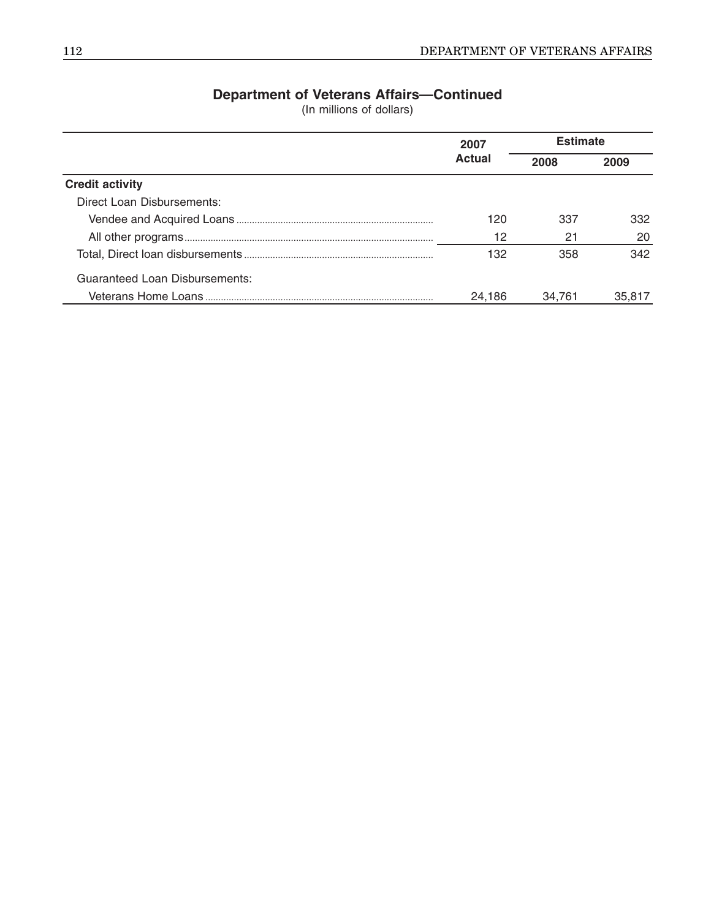## Department of Veterans Affairs—Continued

(In millions of dollars)

| | 2007 Actual | Estimate | |
|---|---|---|---|
| | | 2008 | 2009 |
| **Credit activity** | | | |
| Direct Loan Disbursements: | | | |
| Vendee and Acquired Loans | 120 | 337 | 332 |
| All other programs | 12 | 21 | 20 |
| Total, Direct loan disbursements | 132 | 358 | 342 |
| Guaranteed Loan Disbursements: | | | |
| Veterans Home Loans | 24,186 | 34,761 | 35,817 |